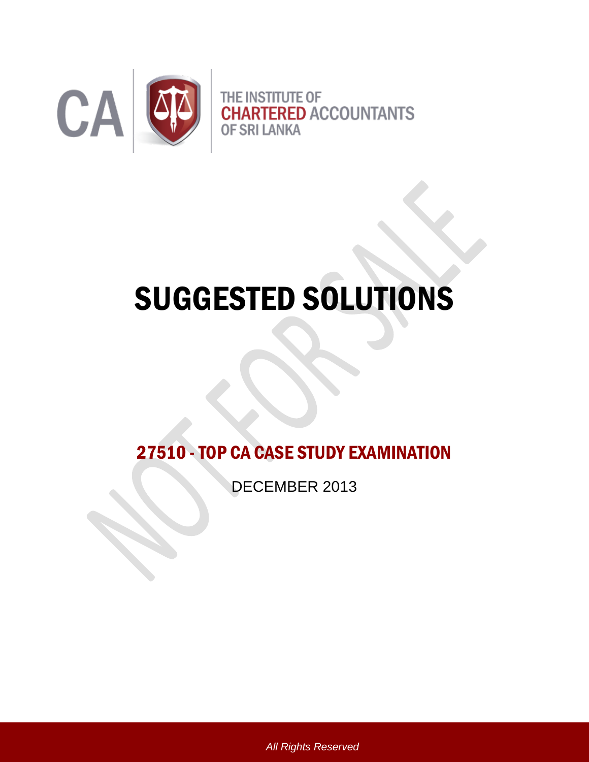CA

THE INSTITUTE OF
**CHARTERED** ACCOUNTANTS
OF SRI LANKA

# SUGGESTED SOLUTIONS

## 27510 - TOP CA CASE STUDY EXAMINATION

DECEMBER 2013

*All Rights Reserved*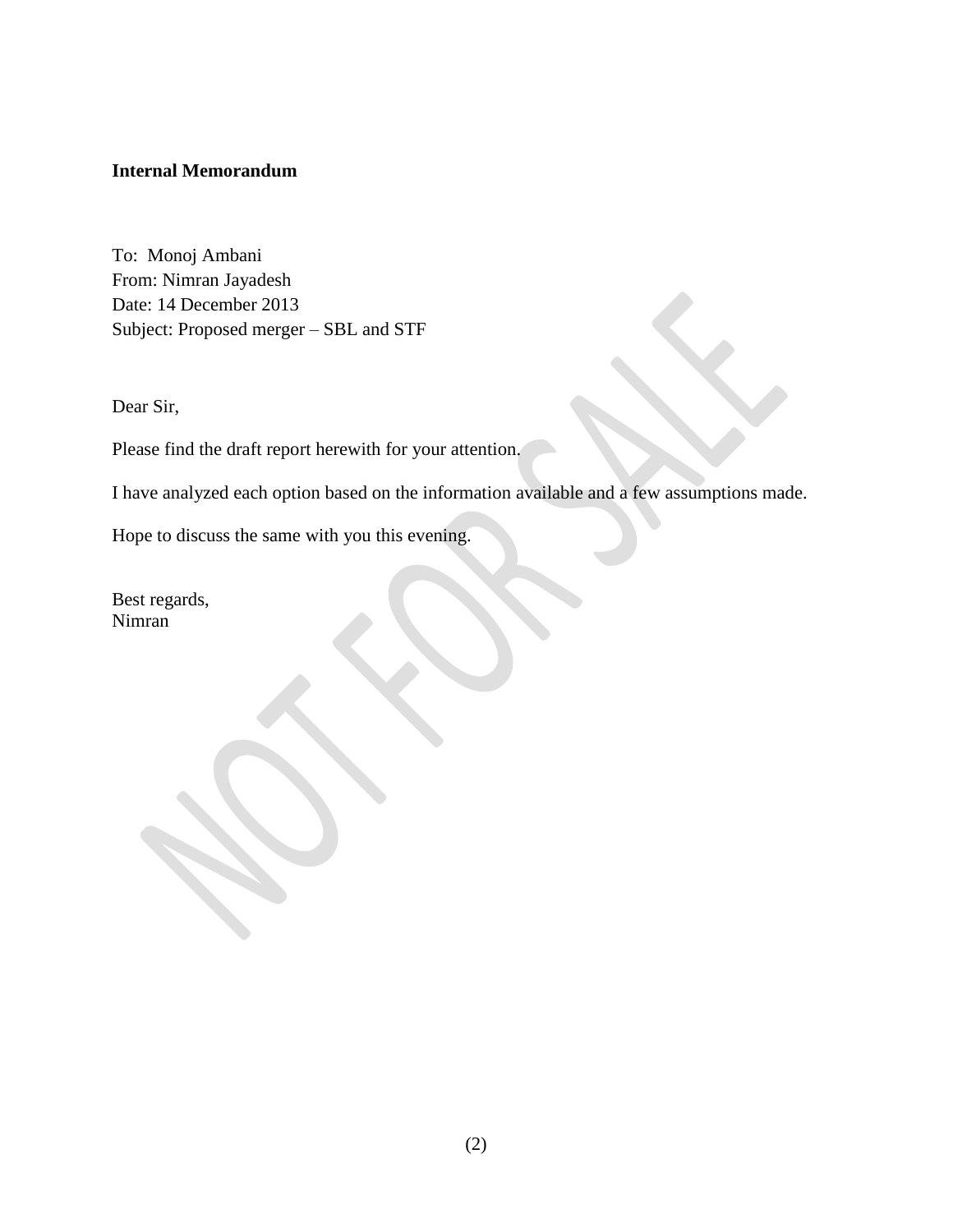**Internal Memorandum**

To: Monoj Ambani
From: Nimran Jayadesh
Date: 14 December 2013
Subject: Proposed merger – SBL and STF

Dear Sir,

Please find the draft report herewith for your attention.

I have analyzed each option based on the information available and a few assumptions made.

Hope to discuss the same with you this evening.

Best regards,
Nimran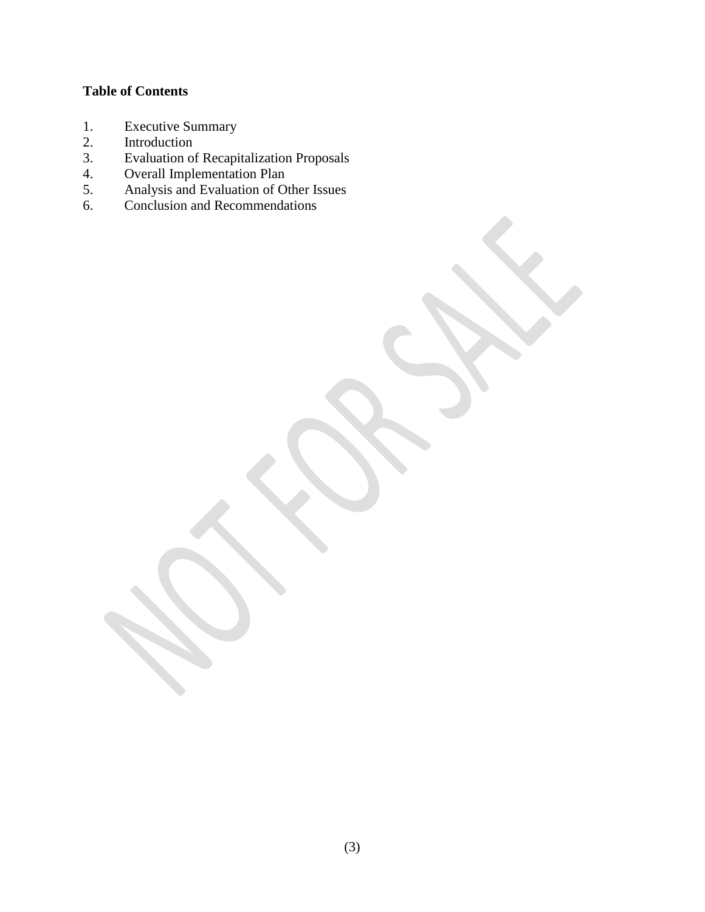**Table of Contents**

1. Executive Summary
2. Introduction
3. Evaluation of Recapitalization Proposals
4. Overall Implementation Plan
5. Analysis and Evaluation of Other Issues
6. Conclusion and Recommendations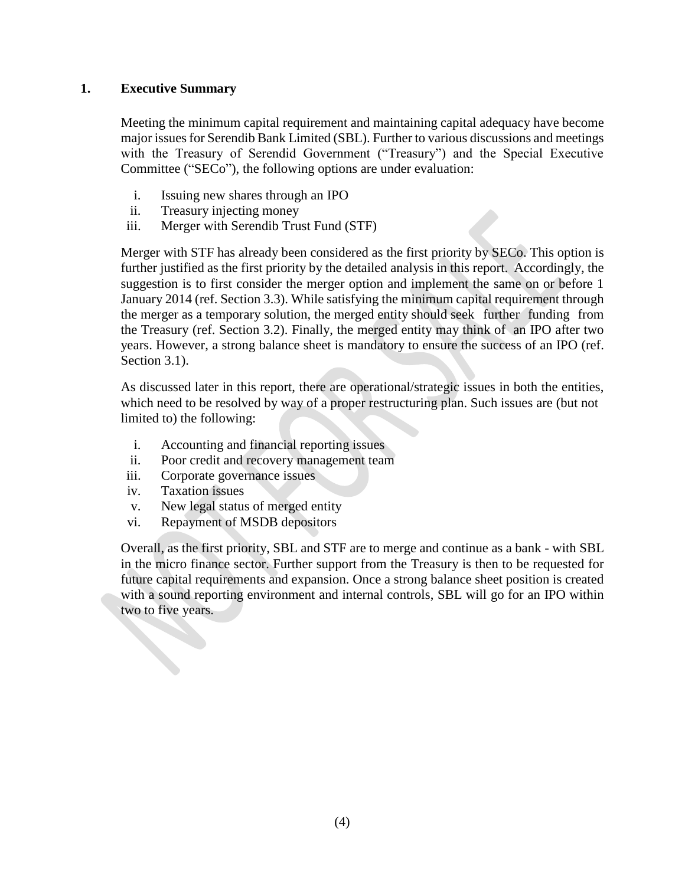## 1. Executive Summary

Meeting the minimum capital requirement and maintaining capital adequacy have become major issues for Serendib Bank Limited (SBL). Further to various discussions and meetings with the Treasury of Serendid Government ("Treasury") and the Special Executive Committee ("SECo"), the following options are under evaluation:

i. Issuing new shares through an IPO
ii. Treasury injecting money
iii. Merger with Serendib Trust Fund (STF)

Merger with STF has already been considered as the first priority by SECo. This option is further justified as the first priority by the detailed analysis in this report. Accordingly, the suggestion is to first consider the merger option and implement the same on or before 1 January 2014 (ref. Section 3.3). While satisfying the minimum capital requirement through the merger as a temporary solution, the merged entity should seek further funding from the Treasury (ref. Section 3.2). Finally, the merged entity may think of an IPO after two years. However, a strong balance sheet is mandatory to ensure the success of an IPO (ref. Section 3.1).

As discussed later in this report, there are operational/strategic issues in both the entities, which need to be resolved by way of a proper restructuring plan. Such issues are (but not limited to) the following:

i. Accounting and financial reporting issues
ii. Poor credit and recovery management team
iii. Corporate governance issues
iv. Taxation issues
v. New legal status of merged entity
vi. Repayment of MSDB depositors

Overall, as the first priority, SBL and STF are to merge and continue as a bank - with SBL in the micro finance sector. Further support from the Treasury is then to be requested for future capital requirements and expansion. Once a strong balance sheet position is created with a sound reporting environment and internal controls, SBL will go for an IPO within two to five years.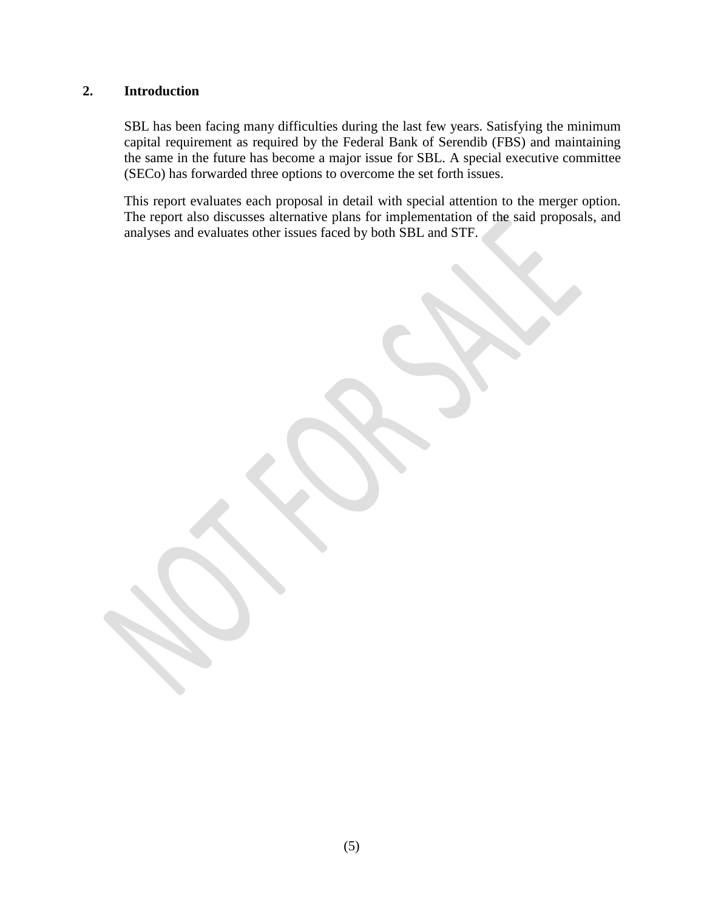## 2. Introduction

SBL has been facing many difficulties during the last few years. Satisfying the minimum capital requirement as required by the Federal Bank of Serendib (FBS) and maintaining the same in the future has become a major issue for SBL. A special executive committee (SECo) has forwarded three options to overcome the set forth issues.

This report evaluates each proposal in detail with special attention to the merger option. The report also discusses alternative plans for implementation of the said proposals, and analyses and evaluates other issues faced by both SBL and STF.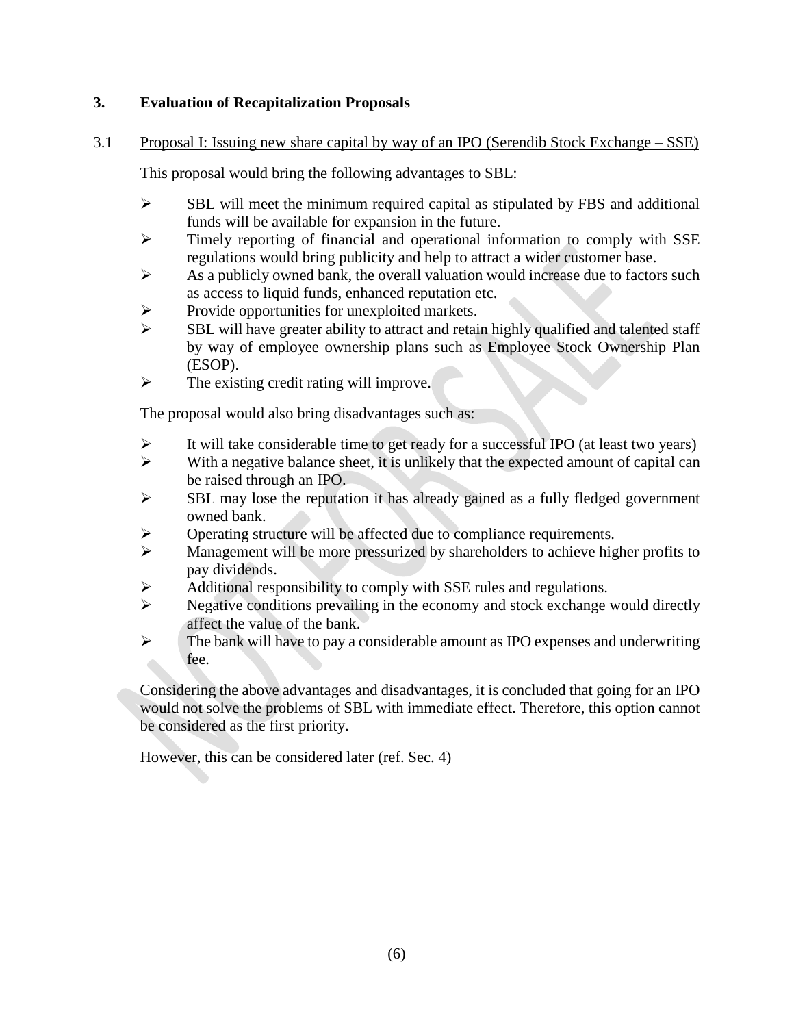## 3. Evaluation of Recapitalization Proposals

### 3.1 Proposal I: Issuing new share capital by way of an IPO (Serendib Stock Exchange – SSE)

This proposal would bring the following advantages to SBL:

- SBL will meet the minimum required capital as stipulated by FBS and additional funds will be available for expansion in the future.
- Timely reporting of financial and operational information to comply with SSE regulations would bring publicity and help to attract a wider customer base.
- As a publicly owned bank, the overall valuation would increase due to factors such as access to liquid funds, enhanced reputation etc.
- Provide opportunities for unexploited markets.
- SBL will have greater ability to attract and retain highly qualified and talented staff by way of employee ownership plans such as Employee Stock Ownership Plan (ESOP).
- The existing credit rating will improve.

The proposal would also bring disadvantages such as:

- It will take considerable time to get ready for a successful IPO (at least two years)
- With a negative balance sheet, it is unlikely that the expected amount of capital can be raised through an IPO.
- SBL may lose the reputation it has already gained as a fully fledged government owned bank.
- Operating structure will be affected due to compliance requirements.
- Management will be more pressurized by shareholders to achieve higher profits to pay dividends.
- Additional responsibility to comply with SSE rules and regulations.
- Negative conditions prevailing in the economy and stock exchange would directly affect the value of the bank.
- The bank will have to pay a considerable amount as IPO expenses and underwriting fee.

Considering the above advantages and disadvantages, it is concluded that going for an IPO would not solve the problems of SBL with immediate effect. Therefore, this option cannot be considered as the first priority.

However, this can be considered later (ref. Sec. 4)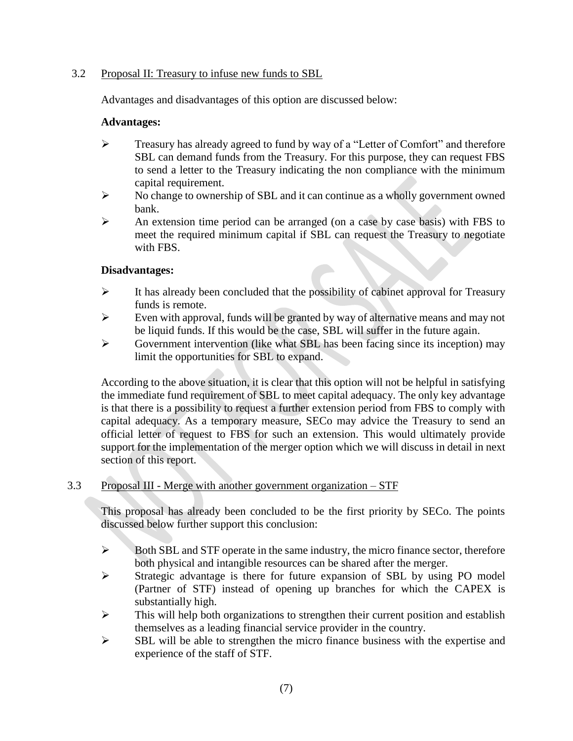### 3.2 Proposal II: Treasury to infuse new funds to SBL

Advantages and disadvantages of this option are discussed below:

**Advantages:**

- Treasury has already agreed to fund by way of a "Letter of Comfort" and therefore SBL can demand funds from the Treasury. For this purpose, they can request FBS to send a letter to the Treasury indicating the non compliance with the minimum capital requirement.
- No change to ownership of SBL and it can continue as a wholly government owned bank.
- An extension time period can be arranged (on a case by case basis) with FBS to meet the required minimum capital if SBL can request the Treasury to negotiate with FBS.

**Disadvantages:**

- It has already been concluded that the possibility of cabinet approval for Treasury funds is remote.
- Even with approval, funds will be granted by way of alternative means and may not be liquid funds. If this would be the case, SBL will suffer in the future again.
- Government intervention (like what SBL has been facing since its inception) may limit the opportunities for SBL to expand.

According to the above situation, it is clear that this option will not be helpful in satisfying the immediate fund requirement of SBL to meet capital adequacy. The only key advantage is that there is a possibility to request a further extension period from FBS to comply with capital adequacy. As a temporary measure, SECo may advice the Treasury to send an official letter of request to FBS for such an extension. This would ultimately provide support for the implementation of the merger option which we will discuss in detail in next section of this report.

### 3.3 Proposal III - Merge with another government organization – STF

This proposal has already been concluded to be the first priority by SECo. The points discussed below further support this conclusion:

- Both SBL and STF operate in the same industry, the micro finance sector, therefore both physical and intangible resources can be shared after the merger.
- Strategic advantage is there for future expansion of SBL by using PO model (Partner of STF) instead of opening up branches for which the CAPEX is substantially high.
- This will help both organizations to strengthen their current position and establish themselves as a leading financial service provider in the country.
- SBL will be able to strengthen the micro finance business with the expertise and experience of the staff of STF.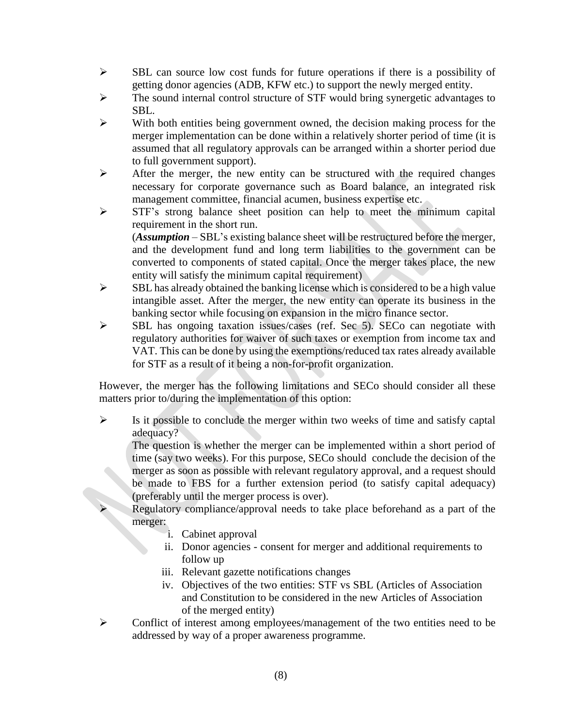- SBL can source low cost funds for future operations if there is a possibility of getting donor agencies (ADB, KFW etc.) to support the newly merged entity.
- The sound internal control structure of STF would bring synergetic advantages to SBL.
- With both entities being government owned, the decision making process for the merger implementation can be done within a relatively shorter period of time (it is assumed that all regulatory approvals can be arranged within a shorter period due to full government support).
- After the merger, the new entity can be structured with the required changes necessary for corporate governance such as Board balance, an integrated risk management committee, financial acumen, business expertise etc.
- STF's strong balance sheet position can help to meet the minimum capital requirement in the short run.

  (***Assumption*** – SBL's existing balance sheet will be restructured before the merger, and the development fund and long term liabilities to the government can be converted to components of stated capital. Once the merger takes place, the new entity will satisfy the minimum capital requirement)
- SBL has already obtained the banking license which is considered to be a high value intangible asset. After the merger, the new entity can operate its business in the banking sector while focusing on expansion in the micro finance sector.
- SBL has ongoing taxation issues/cases (ref. Sec 5). SECo can negotiate with regulatory authorities for waiver of such taxes or exemption from income tax and VAT. This can be done by using the exemptions/reduced tax rates already available for STF as a result of it being a non-for-profit organization.

However, the merger has the following limitations and SECo should consider all these matters prior to/during the implementation of this option:

- Is it possible to conclude the merger within two weeks of time and satisfy captal adequacy?

  The question is whether the merger can be implemented within a short period of time (say two weeks). For this purpose, SECo should conclude the decision of the merger as soon as possible with relevant regulatory approval, and a request should be made to FBS for a further extension period (to satisfy capital adequacy) (preferably until the merger process is over).
- Regulatory compliance/approval needs to take place beforehand as a part of the merger:
  1. Cabinet approval
  2. Donor agencies - consent for merger and additional requirements to follow up
  3. Relevant gazette notifications changes
  4. Objectives of the two entities: STF vs SBL (Articles of Association and Constitution to be considered in the new Articles of Association of the merged entity)
- Conflict of interest among employees/management of the two entities need to be addressed by way of a proper awareness programme.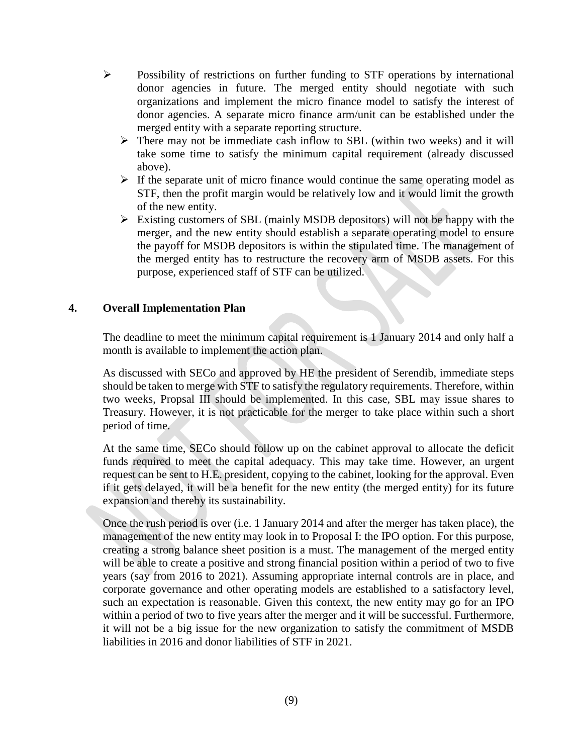- Possibility of restrictions on further funding to STF operations by international donor agencies in future. The merged entity should negotiate with such organizations and implement the micro finance model to satisfy the interest of donor agencies. A separate micro finance arm/unit can be established under the merged entity with a separate reporting structure.
  - There may not be immediate cash inflow to SBL (within two weeks) and it will take some time to satisfy the minimum capital requirement (already discussed above).
  - If the separate unit of micro finance would continue the same operating model as STF, then the profit margin would be relatively low and it would limit the growth of the new entity.
  - Existing customers of SBL (mainly MSDB depositors) will not be happy with the merger, and the new entity should establish a separate operating model to ensure the payoff for MSDB depositors is within the stipulated time. The management of the merged entity has to restructure the recovery arm of MSDB assets. For this purpose, experienced staff of STF can be utilized.

## 4. Overall Implementation Plan

The deadline to meet the minimum capital requirement is 1 January 2014 and only half a month is available to implement the action plan.

As discussed with SECo and approved by HE the president of Serendib, immediate steps should be taken to merge with STF to satisfy the regulatory requirements. Therefore, within two weeks, Propsal III should be implemented. In this case, SBL may issue shares to Treasury. However, it is not practicable for the merger to take place within such a short period of time.

At the same time, SECo should follow up on the cabinet approval to allocate the deficit funds required to meet the capital adequacy. This may take time. However, an urgent request can be sent to H.E. president, copying to the cabinet, looking for the approval. Even if it gets delayed, it will be a benefit for the new entity (the merged entity) for its future expansion and thereby its sustainability.

Once the rush period is over (i.e. 1 January 2014 and after the merger has taken place), the management of the new entity may look in to Proposal I: the IPO option. For this purpose, creating a strong balance sheet position is a must. The management of the merged entity will be able to create a positive and strong financial position within a period of two to five years (say from 2016 to 2021). Assuming appropriate internal controls are in place, and corporate governance and other operating models are established to a satisfactory level, such an expectation is reasonable. Given this context, the new entity may go for an IPO within a period of two to five years after the merger and it will be successful. Furthermore, it will not be a big issue for the new organization to satisfy the commitment of MSDB liabilities in 2016 and donor liabilities of STF in 2021.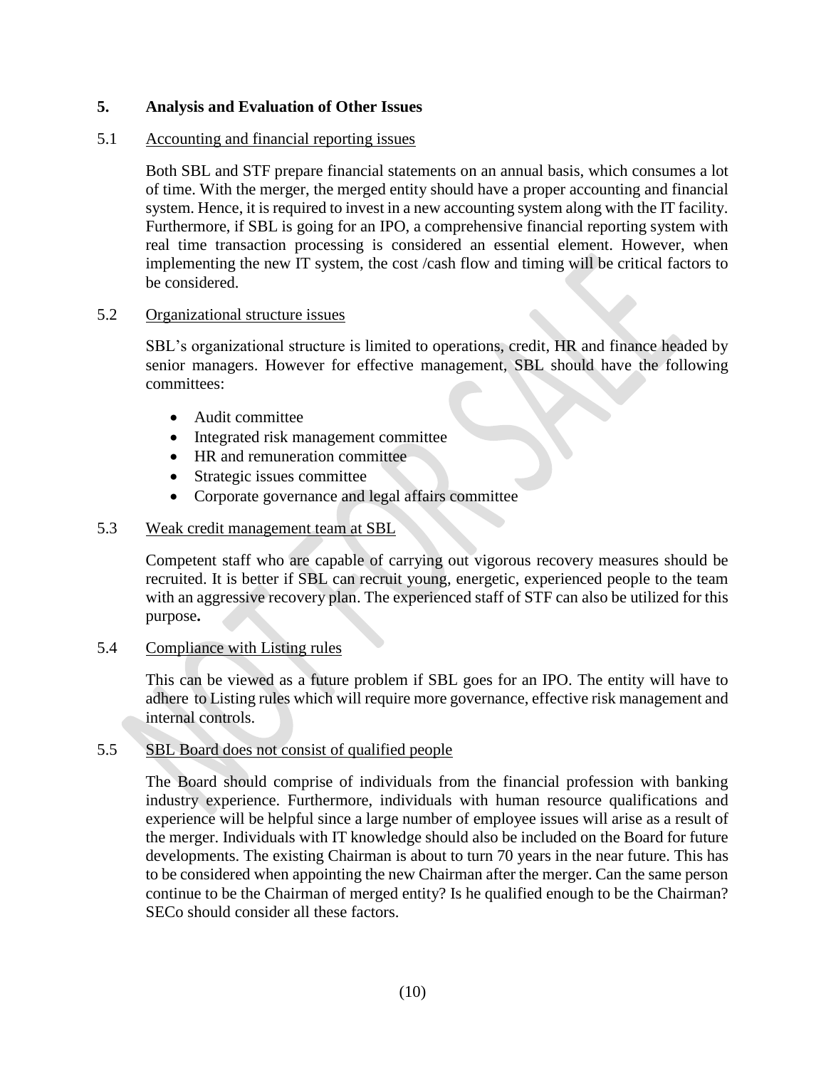## 5. Analysis and Evaluation of Other Issues

### 5.1 Accounting and financial reporting issues

Both SBL and STF prepare financial statements on an annual basis, which consumes a lot of time. With the merger, the merged entity should have a proper accounting and financial system. Hence, it is required to invest in a new accounting system along with the IT facility. Furthermore, if SBL is going for an IPO, a comprehensive financial reporting system with real time transaction processing is considered an essential element. However, when implementing the new IT system, the cost /cash flow and timing will be critical factors to be considered.

### 5.2 Organizational structure issues

SBL's organizational structure is limited to operations, credit, HR and finance headed by senior managers. However for effective management, SBL should have the following committees:

- Audit committee
- Integrated risk management committee
- HR and remuneration committee
- Strategic issues committee
- Corporate governance and legal affairs committee

### 5.3 Weak credit management team at SBL

Competent staff who are capable of carrying out vigorous recovery measures should be recruited. It is better if SBL can recruit young, energetic, experienced people to the team with an aggressive recovery plan. The experienced staff of STF can also be utilized for this purpose**.**

### 5.4 Compliance with Listing rules

This can be viewed as a future problem if SBL goes for an IPO. The entity will have to adhere to Listing rules which will require more governance, effective risk management and internal controls.

### 5.5 SBL Board does not consist of qualified people

The Board should comprise of individuals from the financial profession with banking industry experience. Furthermore, individuals with human resource qualifications and experience will be helpful since a large number of employee issues will arise as a result of the merger. Individuals with IT knowledge should also be included on the Board for future developments. The existing Chairman is about to turn 70 years in the near future. This has to be considered when appointing the new Chairman after the merger. Can the same person continue to be the Chairman of merged entity? Is he qualified enough to be the Chairman? SECo should consider all these factors.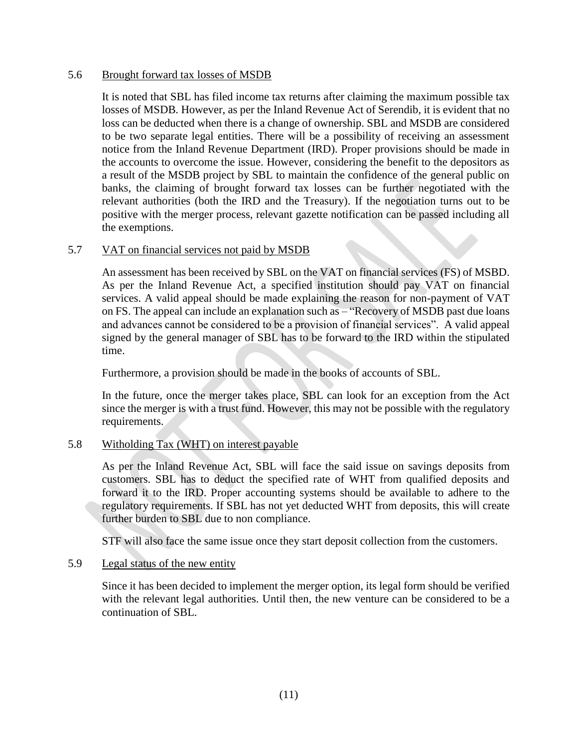5.6 <u>Brought forward tax losses of MSDB</u>

It is noted that SBL has filed income tax returns after claiming the maximum possible tax losses of MSDB. However, as per the Inland Revenue Act of Serendib, it is evident that no loss can be deducted when there is a change of ownership. SBL and MSDB are considered to be two separate legal entities. There will be a possibility of receiving an assessment notice from the Inland Revenue Department (IRD). Proper provisions should be made in the accounts to overcome the issue. However, considering the benefit to the depositors as a result of the MSDB project by SBL to maintain the confidence of the general public on banks, the claiming of brought forward tax losses can be further negotiated with the relevant authorities (both the IRD and the Treasury). If the negotiation turns out to be positive with the merger process, relevant gazette notification can be passed including all the exemptions.

5.7 <u>VAT on financial services not paid by MSDB</u>

An assessment has been received by SBL on the VAT on financial services (FS) of MSBD. As per the Inland Revenue Act, a specified institution should pay VAT on financial services. A valid appeal should be made explaining the reason for non-payment of VAT on FS. The appeal can include an explanation such as – "Recovery of MSDB past due loans and advances cannot be considered to be a provision of financial services". A valid appeal signed by the general manager of SBL has to be forward to the IRD within the stipulated time.

Furthermore, a provision should be made in the books of accounts of SBL.

In the future, once the merger takes place, SBL can look for an exception from the Act since the merger is with a trust fund. However, this may not be possible with the regulatory requirements.

5.8 <u>Witholding Tax (WHT) on interest payable</u>

As per the Inland Revenue Act, SBL will face the said issue on savings deposits from customers. SBL has to deduct the specified rate of WHT from qualified deposits and forward it to the IRD. Proper accounting systems should be available to adhere to the regulatory requirements. If SBL has not yet deducted WHT from deposits, this will create further burden to SBL due to non compliance.

STF will also face the same issue once they start deposit collection from the customers.

5.9 <u>Legal status of the new entity</u>

Since it has been decided to implement the merger option, its legal form should be verified with the relevant legal authorities. Until then, the new venture can be considered to be a continuation of SBL.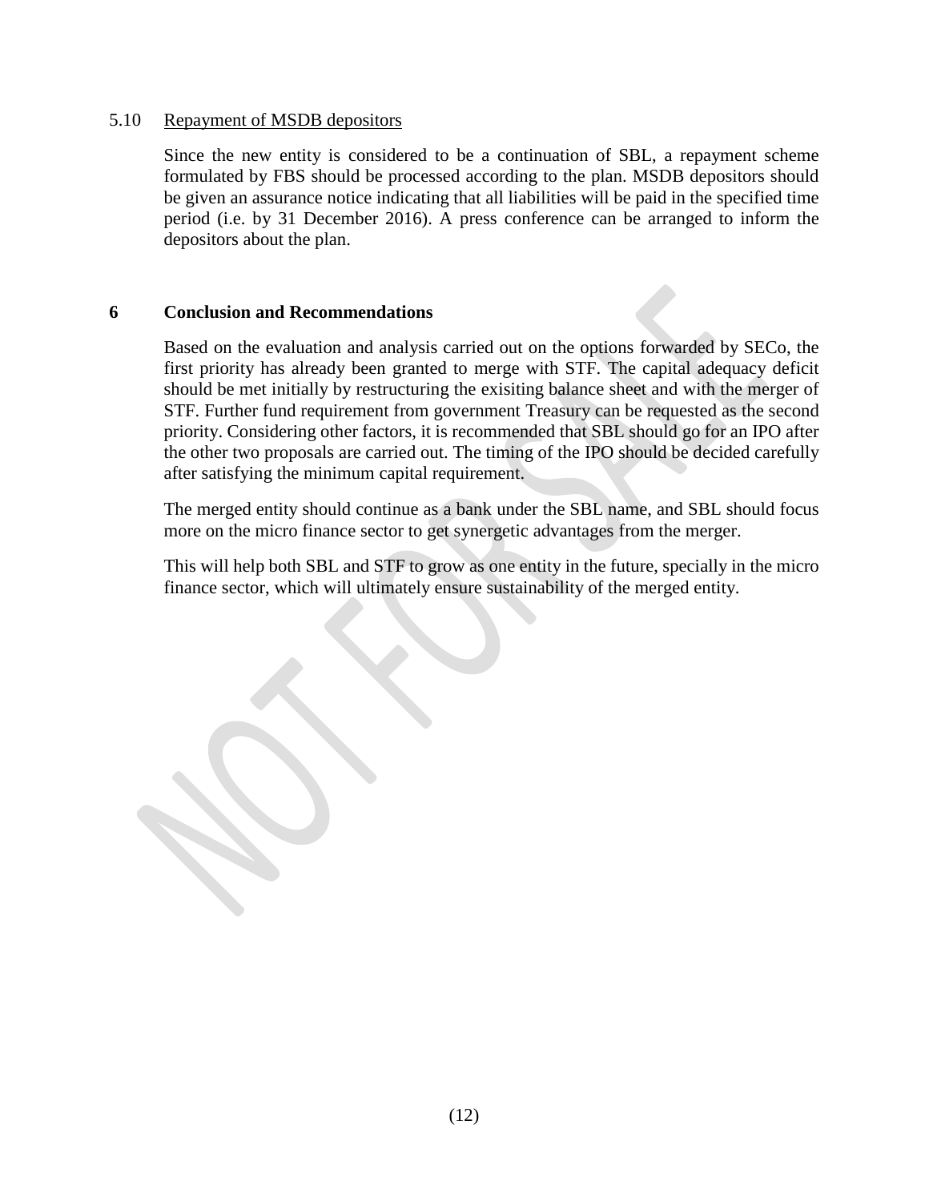### 5.10 Repayment of MSDB depositors

Since the new entity is considered to be a continuation of SBL, a repayment scheme formulated by FBS should be processed according to the plan. MSDB depositors should be given an assurance notice indicating that all liabilities will be paid in the specified time period (i.e. by 31 December 2016). A press conference can be arranged to inform the depositors about the plan.

## 6 Conclusion and Recommendations

Based on the evaluation and analysis carried out on the options forwarded by SECo, the first priority has already been granted to merge with STF. The capital adequacy deficit should be met initially by restructuring the exisiting balance sheet and with the merger of STF. Further fund requirement from government Treasury can be requested as the second priority. Considering other factors, it is recommended that SBL should go for an IPO after the other two proposals are carried out. The timing of the IPO should be decided carefully after satisfying the minimum capital requirement.

The merged entity should continue as a bank under the SBL name, and SBL should focus more on the micro finance sector to get synergetic advantages from the merger.

This will help both SBL and STF to grow as one entity in the future, specially in the micro finance sector, which will ultimately ensure sustainability of the merged entity.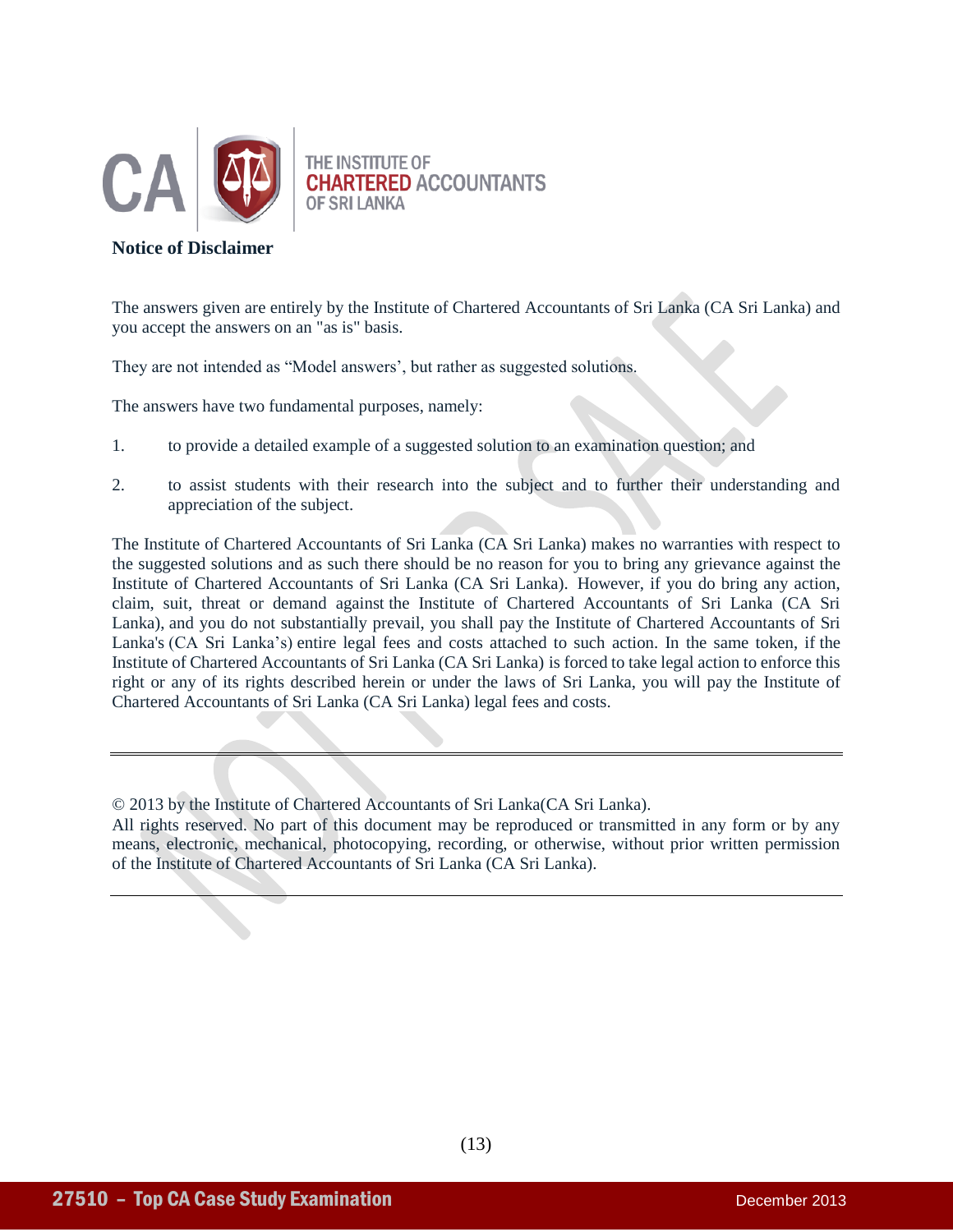THE INSTITUTE OF CHARTERED ACCOUNTANTS OF SRI LANKA

**Notice of Disclaimer**

The answers given are entirely by the Institute of Chartered Accountants of Sri Lanka (CA Sri Lanka) and you accept the answers on an "as is" basis.

They are not intended as "Model answers', but rather as suggested solutions.

The answers have two fundamental purposes, namely:

1. to provide a detailed example of a suggested solution to an examination question; and

2. to assist students with their research into the subject and to further their understanding and appreciation of the subject.

The Institute of Chartered Accountants of Sri Lanka (CA Sri Lanka) makes no warranties with respect to the suggested solutions and as such there should be no reason for you to bring any grievance against the Institute of Chartered Accountants of Sri Lanka (CA Sri Lanka). However, if you do bring any action, claim, suit, threat or demand against the Institute of Chartered Accountants of Sri Lanka (CA Sri Lanka), and you do not substantially prevail, you shall pay the Institute of Chartered Accountants of Sri Lanka's (CA Sri Lanka's) entire legal fees and costs attached to such action. In the same token, if the Institute of Chartered Accountants of Sri Lanka (CA Sri Lanka) is forced to take legal action to enforce this right or any of its rights described herein or under the laws of Sri Lanka, you will pay the Institute of Chartered Accountants of Sri Lanka (CA Sri Lanka) legal fees and costs.

---

© 2013 by the Institute of Chartered Accountants of Sri Lanka(CA Sri Lanka).
All rights reserved. No part of this document may be reproduced or transmitted in any form or by any means, electronic, mechanical, photocopying, recording, or otherwise, without prior written permission of the Institute of Chartered Accountants of Sri Lanka (CA Sri Lanka).

---